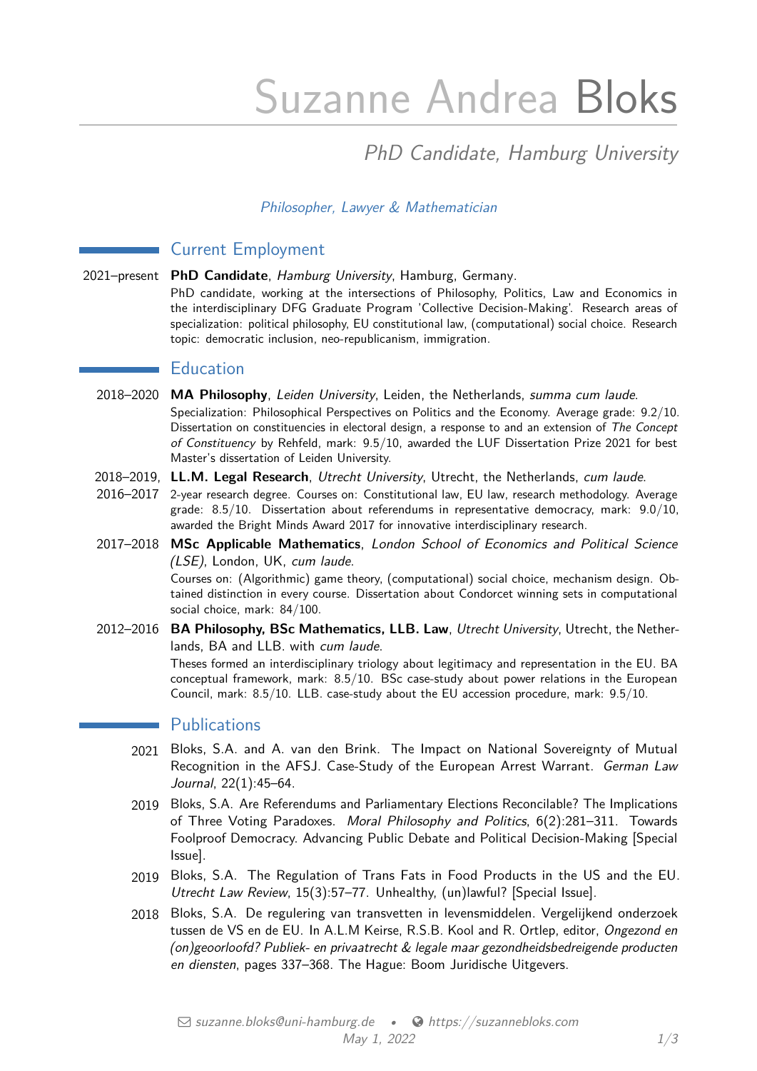# Suzanne Andrea Bloks

## PhD Candidate, Hamburg University

*Philosopher, Lawyer & Mathematician*

## Current Employment

**2021–present** **PhD Candidate**, *Hamburg University*, Hamburg, Germany.
PhD candidate, working at the intersections of Philosophy, Politics, Law and Economics in the interdisciplinary DFG Graduate Program 'Collective Decision-Making'. Research areas of specialization: political philosophy, EU constitutional law, (computational) social choice. Research topic: democratic inclusion, neo-republicanism, immigration.

## Education

**2018–2020** **MA Philosophy**, *Leiden University*, Leiden, the Netherlands, *summa cum laude*.
Specialization: Philosophical Perspectives on Politics and the Economy. Average grade: 9.2/10. Dissertation on constituencies in electoral design, a response to and an extension of *The Concept of Constituency* by Rehfeld, mark: 9.5/10, awarded the LUF Dissertation Prize 2021 for best Master's dissertation of Leiden University.

**2018–2019, 2016–2017** **LL.M. Legal Research**, *Utrecht University*, Utrecht, the Netherlands, *cum laude*.
2-year research degree. Courses on: Constitutional law, EU law, research methodology. Average grade: 8.5/10. Dissertation about referendums in representative democracy, mark: 9.0/10, awarded the Bright Minds Award 2017 for innovative interdisciplinary research.

**2017–2018** **MSc Applicable Mathematics**, *London School of Economics and Political Science (LSE)*, London, UK, *cum laude*.
Courses on: (Algorithmic) game theory, (computational) social choice, mechanism design. Obtained distinction in every course. Dissertation about Condorcet winning sets in computational social choice, mark: 84/100.

**2012–2016** **BA Philosophy, BSc Mathematics, LLB. Law**, *Utrecht University*, Utrecht, the Netherlands, BA and LLB. with *cum laude*.
Theses formed an interdisciplinary triology about legitimacy and representation in the EU. BA conceptual framework, mark: 8.5/10. BSc case-study about power relations in the European Council, mark: 8.5/10. LLB. case-study about the EU accession procedure, mark: 9.5/10.

## Publications

**2021** Bloks, S.A. and A. van den Brink. The Impact on National Sovereignty of Mutual Recognition in the AFSJ. Case-Study of the European Arrest Warrant. *German Law Journal*, 22(1):45–64.

**2019** Bloks, S.A. Are Referendums and Parliamentary Elections Reconcilable? The Implications of Three Voting Paradoxes. *Moral Philosophy and Politics*, 6(2):281–311. Towards Foolproof Democracy. Advancing Public Debate and Political Decision-Making [Special Issue].

**2019** Bloks, S.A. The Regulation of Trans Fats in Food Products in the US and the EU. *Utrecht Law Review*, 15(3):57–77. Unhealthy, (un)lawful? [Special Issue].

**2018** Bloks, S.A. De regulering van transvetten in levensmiddelen. Vergelijkend onderzoek tussen de VS en de EU. In A.L.M Keirse, R.S.B. Kool and R. Ortlep, editor, *Ongezond en (on)geoorloofd? Publiek- en privaatrecht & legale maar gezondheidsbedreigende producten en diensten*, pages 337–368. The Hague: Boom Juridische Uitgevers.

suzanne.bloks@uni-hamburg.de • https://suzannebloks.com
May 1, 2022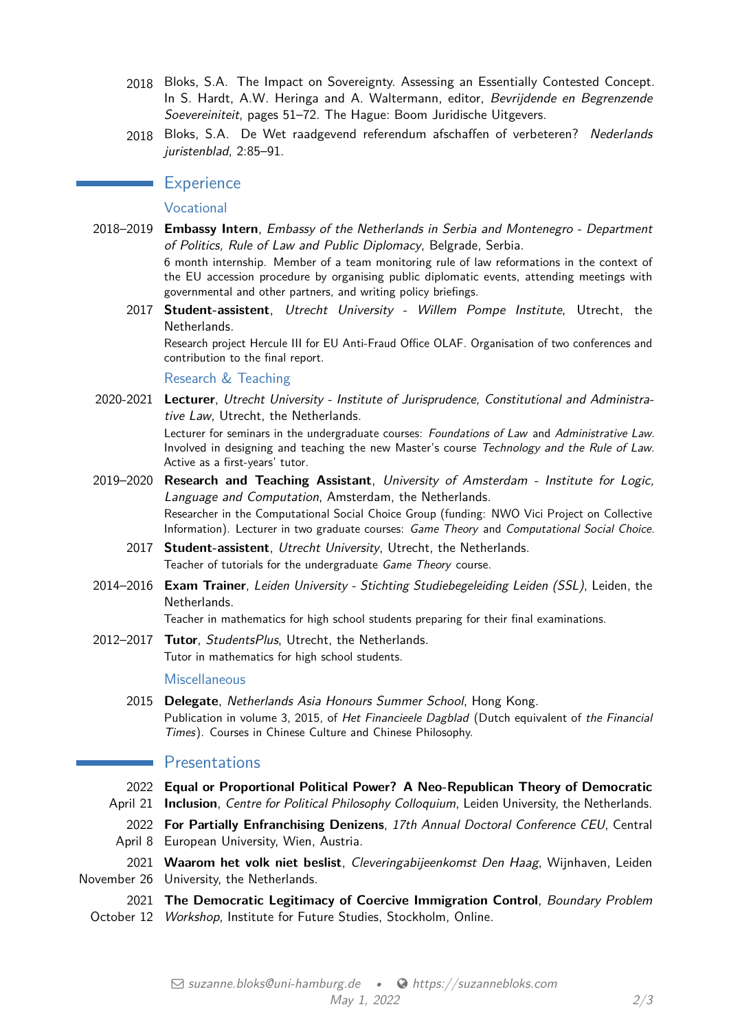2018 Bloks, S.A. The Impact on Sovereignty. Assessing an Essentially Contested Concept. In S. Hardt, A.W. Heringa and A. Waltermann, editor, *Bevrijdende en Begrenzende Soevereiniteit*, pages 51–72. The Hague: Boom Juridische Uitgevers.

2018 Bloks, S.A. De Wet raadgevend referendum afschaffen of verbeteren? *Nederlands juristenblad*, 2:85–91.

## Experience

### Vocational

2018–2019 **Embassy Intern**, *Embassy of the Netherlands in Serbia and Montenegro - Department of Politics, Rule of Law and Public Diplomacy*, Belgrade, Serbia.
6 month internship. Member of a team monitoring rule of law reformations in the context of the EU accession procedure by organising public diplomatic events, attending meetings with governmental and other partners, and writing policy briefings.

2017 **Student-assistent**, *Utrecht University - Willem Pompe Institute*, Utrecht, the Netherlands.
Research project Hercule III for EU Anti-Fraud Office OLAF. Organisation of two conferences and contribution to the final report.

### Research & Teaching

2020-2021 **Lecturer**, *Utrecht University - Institute of Jurisprudence, Constitutional and Administrative Law*, Utrecht, the Netherlands.
Lecturer for seminars in the undergraduate courses: *Foundations of Law* and *Administrative Law*. Involved in designing and teaching the new Master's course *Technology and the Rule of Law*. Active as a first-years' tutor.

2019–2020 **Research and Teaching Assistant**, *University of Amsterdam - Institute for Logic, Language and Computation*, Amsterdam, the Netherlands.
Researcher in the Computational Social Choice Group (funding: NWO Vici Project on Collective Information). Lecturer in two graduate courses: *Game Theory* and *Computational Social Choice*.

2017 **Student-assistent**, *Utrecht University*, Utrecht, the Netherlands.
Teacher of tutorials for the undergraduate *Game Theory* course.

2014–2016 **Exam Trainer**, *Leiden University - Stichting Studiebegeleiding Leiden (SSL)*, Leiden, the Netherlands.
Teacher in mathematics for high school students preparing for their final examinations.

2012–2017 **Tutor**, *StudentsPlus*, Utrecht, the Netherlands.
Tutor in mathematics for high school students.

### Miscellaneous

2015 **Delegate**, *Netherlands Asia Honours Summer School*, Hong Kong.
Publication in volume 3, 2015, of *Het Financieele Dagblad* (Dutch equivalent of *the Financial Times*). Courses in Chinese Culture and Chinese Philosophy.

## Presentations

2022 April 21 **Equal or Proportional Political Power? A Neo-Republican Theory of Democratic Inclusion**, *Centre for Political Philosophy Colloquium*, Leiden University, the Netherlands.

2022 April 8 **For Partially Enfranchising Denizens**, *17th Annual Doctoral Conference CEU*, Central European University, Wien, Austria.

2021 November 26 **Waarom het volk niet beslist**, *Cleveringabijeenkomst Den Haag*, Wijnhaven, Leiden University, the Netherlands.

2021 October 12 **The Democratic Legitimacy of Coercive Immigration Control**, *Boundary Problem Workshop*, Institute for Future Studies, Stockholm, Online.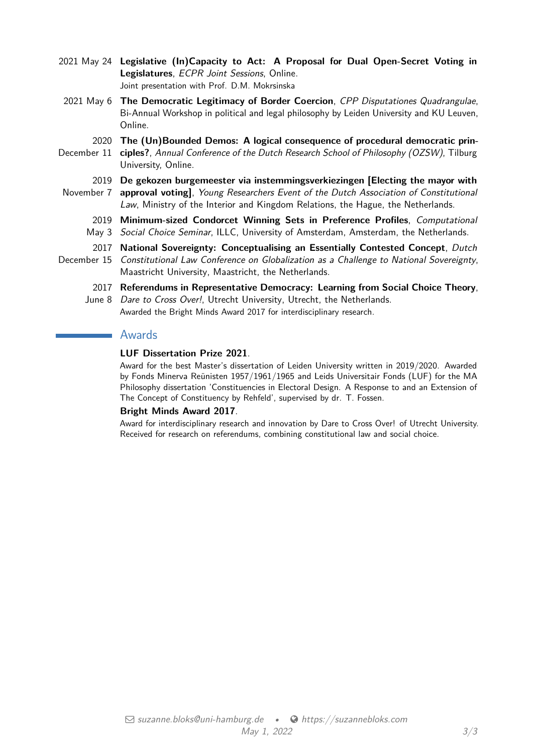2021 May 24 **Legislative (In)Capacity to Act: A Proposal for Dual Open-Secret Voting in Legislatures**, *ECPR Joint Sessions*, Online.
Joint presentation with Prof. D.M. Mokrsinska

2021 May 6 **The Democratic Legitimacy of Border Coercion**, *CPP Disputationes Quadrangulae*, Bi-Annual Workshop in political and legal philosophy by Leiden University and KU Leuven, Online.

2020 December 11 **The (Un)Bounded Demos: A logical consequence of procedural democratic principles?**, *Annual Conference of the Dutch Research School of Philosophy (OZSW)*, Tilburg University, Online.

2019 November 7 **De gekozen burgemeester via instemmingsverkiezingen [Electing the mayor with approval voting]**, *Young Researchers Event of the Dutch Association of Constitutional Law*, Ministry of the Interior and Kingdom Relations, the Hague, the Netherlands.

2019 May 3 **Minimum-sized Condorcet Winning Sets in Preference Profiles**, *Computational Social Choice Seminar*, ILLC, University of Amsterdam, Amsterdam, the Netherlands.

2017 December 15 **National Sovereignty: Conceptualising an Essentially Contested Concept**, *Dutch Constitutional Law Conference on Globalization as a Challenge to National Sovereignty*, Maastricht University, Maastricht, the Netherlands.

2017 June 8 **Referendums in Representative Democracy: Learning from Social Choice Theory**, *Dare to Cross Over!*, Utrecht University, Utrecht, the Netherlands.
Awarded the Bright Minds Award 2017 for interdisciplinary research.

## Awards

**LUF Dissertation Prize 2021**.
Award for the best Master's dissertation of Leiden University written in 2019/2020. Awarded by Fonds Minerva Reünisten 1957/1961/1965 and Leids Universitair Fonds (LUF) for the MA Philosophy dissertation 'Constituencies in Electoral Design. A Response to and an Extension of The Concept of Constituency by Rehfeld', supervised by dr. T. Fossen.

**Bright Minds Award 2017**.
Award for interdisciplinary research and innovation by Dare to Cross Over! of Utrecht University. Received for research on referendums, combining constitutional law and social choice.